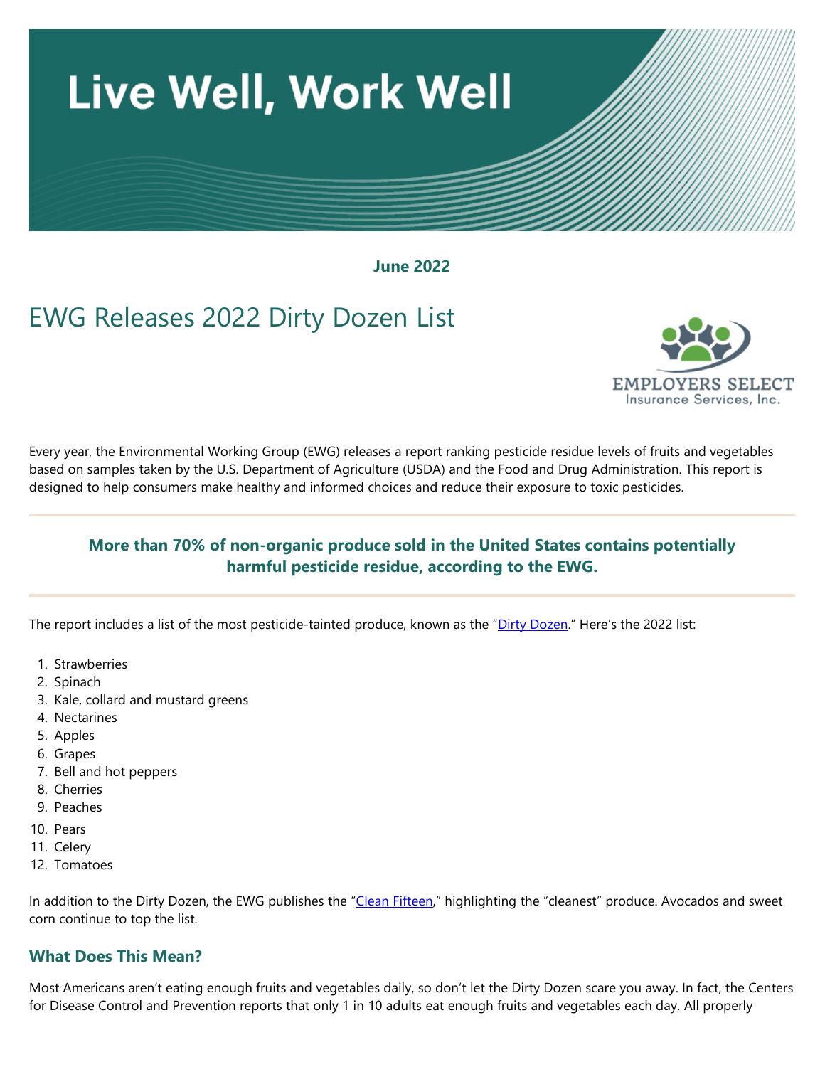# Live Well, Work Well

**June 2022**

## EWG Releases 2022 Dirty Dozen List

EMPLOYERS SELECT
Insurance Services, Inc.

Every year, the Environmental Working Group (EWG) releases a report ranking pesticide residue levels of fruits and vegetables based on samples taken by the U.S. Department of Agriculture (USDA) and the Food and Drug Administration. This report is designed to help consumers make healthy and informed choices and reduce their exposure to toxic pesticides.

**More than 70% of non-organic produce sold in the United States contains potentially harmful pesticide residue, according to the EWG.**

The report includes a list of the most pesticide-tainted produce, known as the "Dirty Dozen." Here's the 2022 list:

1. Strawberries
2. Spinach
3. Kale, collard and mustard greens
4. Nectarines
5. Apples
6. Grapes
7. Bell and hot peppers
8. Cherries
9. Peaches
10. Pears
11. Celery
12. Tomatoes

In addition to the Dirty Dozen, the EWG publishes the "Clean Fifteen," highlighting the "cleanest" produce. Avocados and sweet corn continue to top the list.

### What Does This Mean?

Most Americans aren't eating enough fruits and vegetables daily, so don't let the Dirty Dozen scare you away. In fact, the Centers for Disease Control and Prevention reports that only 1 in 10 adults eat enough fruits and vegetables each day. All properly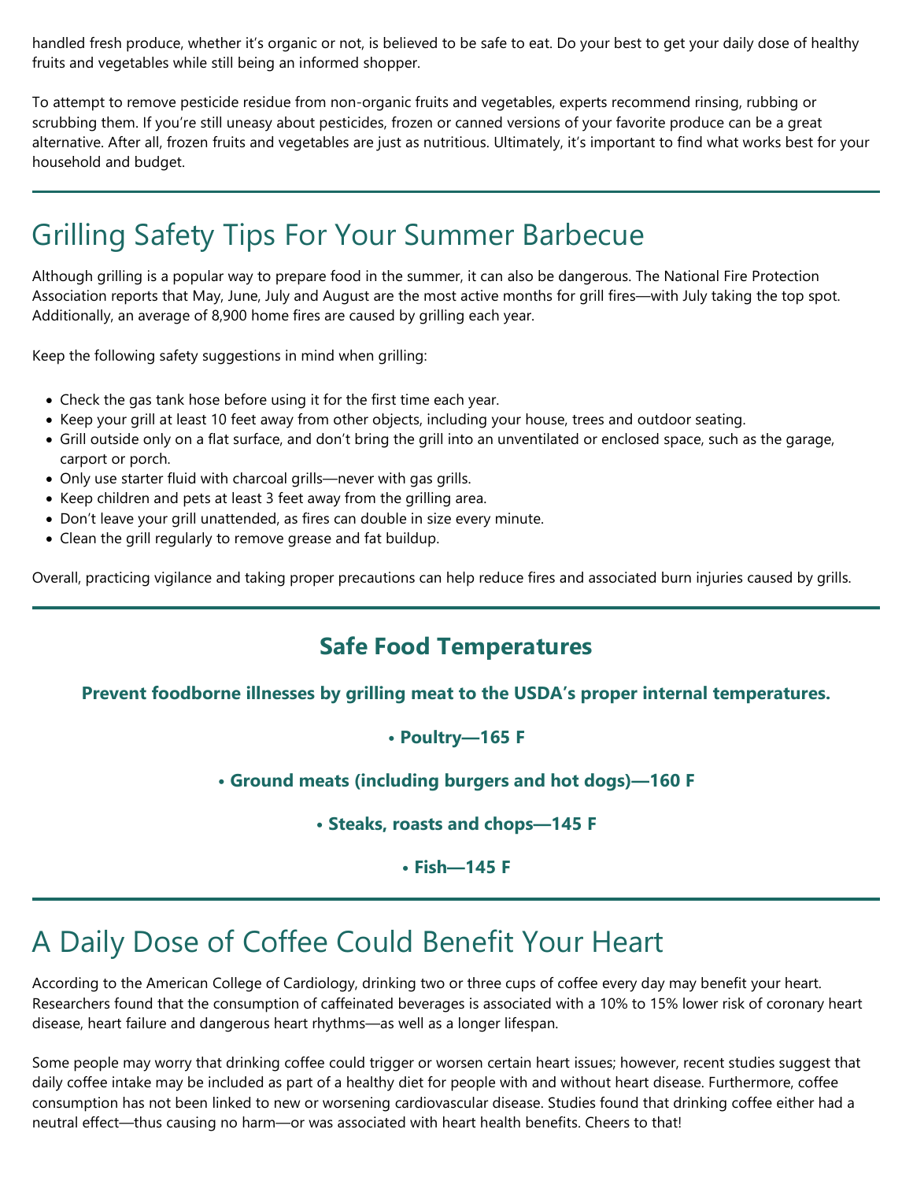handled fresh produce, whether it's organic or not, is believed to be safe to eat. Do your best to get your daily dose of healthy fruits and vegetables while still being an informed shopper.

To attempt to remove pesticide residue from non-organic fruits and vegetables, experts recommend rinsing, rubbing or scrubbing them. If you're still uneasy about pesticides, frozen or canned versions of your favorite produce can be a great alternative. After all, frozen fruits and vegetables are just as nutritious. Ultimately, it's important to find what works best for your household and budget.

---

# Grilling Safety Tips For Your Summer Barbecue

Although grilling is a popular way to prepare food in the summer, it can also be dangerous. The National Fire Protection Association reports that May, June, July and August are the most active months for grill fires—with July taking the top spot. Additionally, an average of 8,900 home fires are caused by grilling each year.

Keep the following safety suggestions in mind when grilling:

- Check the gas tank hose before using it for the first time each year.
- Keep your grill at least 10 feet away from other objects, including your house, trees and outdoor seating.
- Grill outside only on a flat surface, and don't bring the grill into an unventilated or enclosed space, such as the garage, carport or porch.
- Only use starter fluid with charcoal grills—never with gas grills.
- Keep children and pets at least 3 feet away from the grilling area.
- Don't leave your grill unattended, as fires can double in size every minute.
- Clean the grill regularly to remove grease and fat buildup.

Overall, practicing vigilance and taking proper precautions can help reduce fires and associated burn injuries caused by grills.

---

## Safe Food Temperatures

**Prevent foodborne illnesses by grilling meat to the USDA's proper internal temperatures.**

**• Poultry—165 F**

**• Ground meats (including burgers and hot dogs)—160 F**

**• Steaks, roasts and chops—145 F**

**• Fish—145 F**

---

# A Daily Dose of Coffee Could Benefit Your Heart

According to the American College of Cardiology, drinking two or three cups of coffee every day may benefit your heart. Researchers found that the consumption of caffeinated beverages is associated with a 10% to 15% lower risk of coronary heart disease, heart failure and dangerous heart rhythms—as well as a longer lifespan.

Some people may worry that drinking coffee could trigger or worsen certain heart issues; however, recent studies suggest that daily coffee intake may be included as part of a healthy diet for people with and without heart disease. Furthermore, coffee consumption has not been linked to new or worsening cardiovascular disease. Studies found that drinking coffee either had a neutral effect—thus causing no harm—or was associated with heart health benefits. Cheers to that!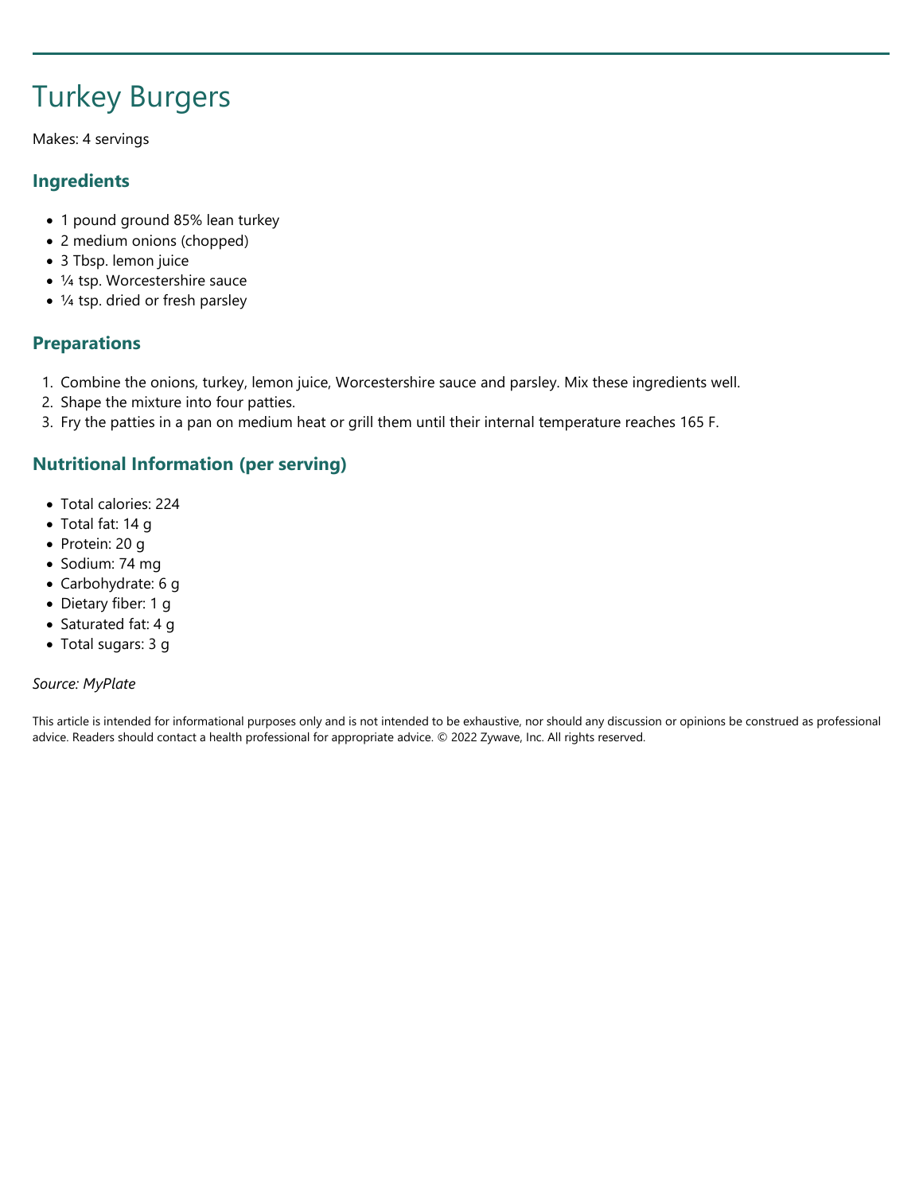# Turkey Burgers

Makes: 4 servings

## Ingredients

- 1 pound ground 85% lean turkey
- 2 medium onions (chopped)
- 3 Tbsp. lemon juice
- ¼ tsp. Worcestershire sauce
- ¼ tsp. dried or fresh parsley

## Preparations

1. Combine the onions, turkey, lemon juice, Worcestershire sauce and parsley. Mix these ingredients well.
2. Shape the mixture into four patties.
3. Fry the patties in a pan on medium heat or grill them until their internal temperature reaches 165 F.

## Nutritional Information (per serving)

- Total calories: 224
- Total fat: 14 g
- Protein: 20 g
- Sodium: 74 mg
- Carbohydrate: 6 g
- Dietary fiber: 1 g
- Saturated fat: 4 g
- Total sugars: 3 g

*Source: MyPlate*

This article is intended for informational purposes only and is not intended to be exhaustive, nor should any discussion or opinions be construed as professional advice. Readers should contact a health professional for appropriate advice. © 2022 Zywave, Inc. All rights reserved.